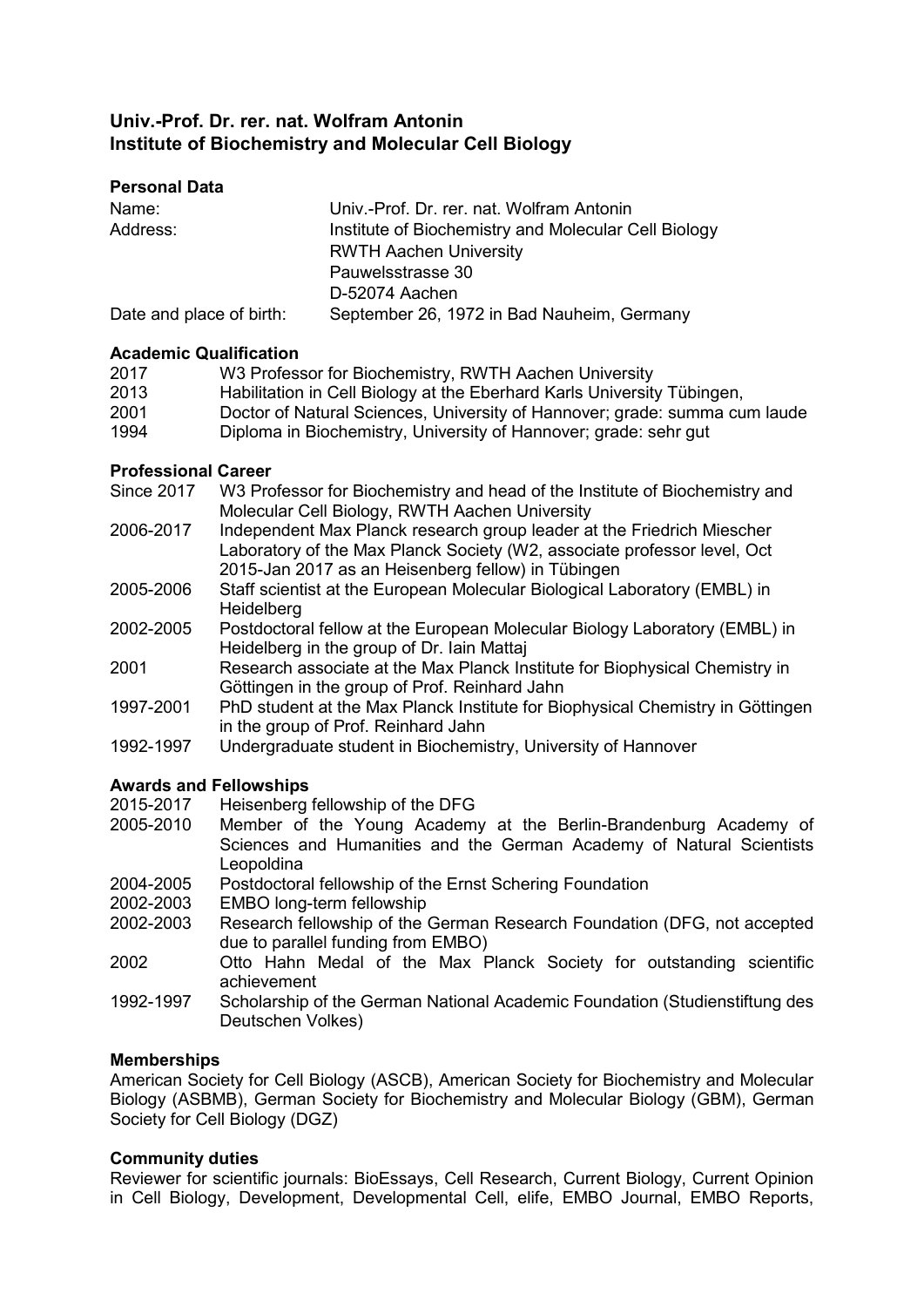# Univ.-Prof. Dr. rer. nat. Wolfram Antonin
# Institute of Biochemistry and Molecular Cell Biology

## Personal Data

| | |
|---|---|
| Name: | Univ.-Prof. Dr. rer. nat. Wolfram Antonin |
| Address: | Institute of Biochemistry and Molecular Cell Biology<br>RWTH Aachen University<br>Pauwelsstrasse 30<br>D-52074 Aachen |
| Date and place of birth: | September 26, 1972 in Bad Nauheim, Germany |

## Academic Qualification

| | |
|---|---|
| 2017 | W3 Professor for Biochemistry, RWTH Aachen University |
| 2013 | Habilitation in Cell Biology at the Eberhard Karls University Tübingen, |
| 2001 | Doctor of Natural Sciences, University of Hannover; grade: summa cum laude |
| 1994 | Diploma in Biochemistry, University of Hannover; grade: sehr gut |

## Professional Career

| | |
|---|---|
| Since 2017 | W3 Professor for Biochemistry and head of the Institute of Biochemistry and Molecular Cell Biology, RWTH Aachen University |
| 2006-2017 | Independent Max Planck research group leader at the Friedrich Miescher Laboratory of the Max Planck Society (W2, associate professor level, Oct 2015-Jan 2017 as an Heisenberg fellow) in Tübingen |
| 2005-2006 | Staff scientist at the European Molecular Biological Laboratory (EMBL) in Heidelberg |
| 2002-2005 | Postdoctoral fellow at the European Molecular Biology Laboratory (EMBL) in Heidelberg in the group of Dr. Iain Mattaj |
| 2001 | Research associate at the Max Planck Institute for Biophysical Chemistry in Göttingen in the group of Prof. Reinhard Jahn |
| 1997-2001 | PhD student at the Max Planck Institute for Biophysical Chemistry in Göttingen in the group of Prof. Reinhard Jahn |
| 1992-1997 | Undergraduate student in Biochemistry, University of Hannover |

## Awards and Fellowships

| | |
|---|---|
| 2015-2017 | Heisenberg fellowship of the DFG |
| 2005-2010 | Member of the Young Academy at the Berlin-Brandenburg Academy of Sciences and Humanities and the German Academy of Natural Scientists Leopoldina |
| 2004-2005 | Postdoctoral fellowship of the Ernst Schering Foundation |
| 2002-2003 | EMBO long-term fellowship |
| 2002-2003 | Research fellowship of the German Research Foundation (DFG, not accepted due to parallel funding from EMBO) |
| 2002 | Otto Hahn Medal of the Max Planck Society for outstanding scientific achievement |
| 1992-1997 | Scholarship of the German National Academic Foundation (Studienstiftung des Deutschen Volkes) |

## Memberships

American Society for Cell Biology (ASCB), American Society for Biochemistry and Molecular Biology (ASBMB), German Society for Biochemistry and Molecular Biology (GBM), German Society for Cell Biology (DGZ)

## Community duties

Reviewer for scientific journals: BioEssays, Cell Research, Current Biology, Current Opinion in Cell Biology, Development, Developmental Cell, elife, EMBO Journal, EMBO Reports,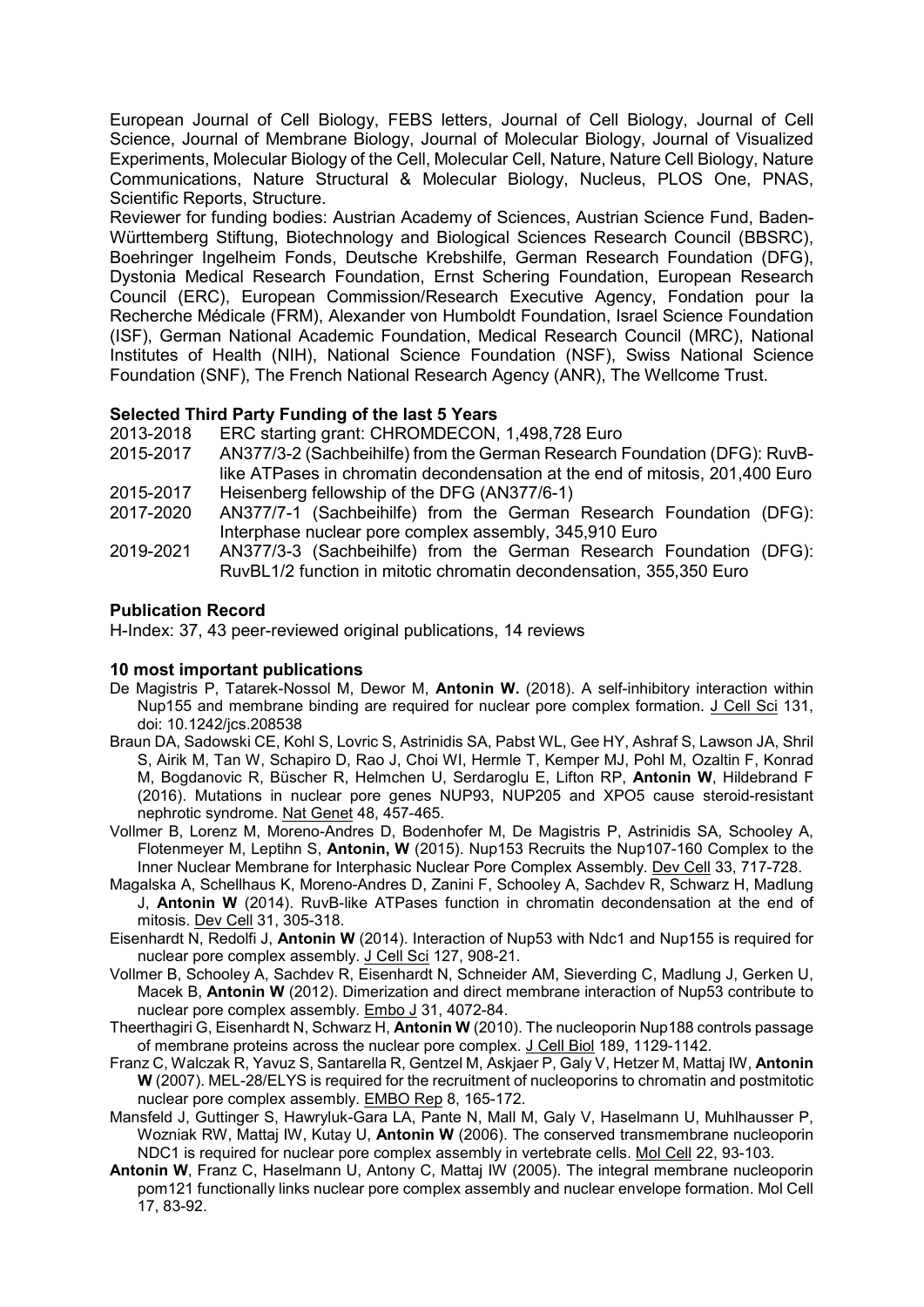European Journal of Cell Biology, FEBS letters, Journal of Cell Biology, Journal of Cell Science, Journal of Membrane Biology, Journal of Molecular Biology, Journal of Visualized Experiments, Molecular Biology of the Cell, Molecular Cell, Nature, Nature Cell Biology, Nature Communications, Nature Structural & Molecular Biology, Nucleus, PLOS One, PNAS, Scientific Reports, Structure.

Reviewer for funding bodies: Austrian Academy of Sciences, Austrian Science Fund, Baden-Württemberg Stiftung, Biotechnology and Biological Sciences Research Council (BBSRC), Boehringer Ingelheim Fonds, Deutsche Krebshilfe, German Research Foundation (DFG), Dystonia Medical Research Foundation, Ernst Schering Foundation, European Research Council (ERC), European Commission/Research Executive Agency, Fondation pour la Recherche Médicale (FRM), Alexander von Humboldt Foundation, Israel Science Foundation (ISF), German National Academic Foundation, Medical Research Council (MRC), National Institutes of Health (NIH), National Science Foundation (NSF), Swiss National Science Foundation (SNF), The French National Research Agency (ANR), The Wellcome Trust.

**Selected Third Party Funding of the last 5 Years**

| | |
|---|---|
| 2013-2018 | ERC starting grant: CHROMDECON, 1,498,728 Euro |
| 2015-2017 | AN377/3-2 (Sachbeihilfe) from the German Research Foundation (DFG): RuvB-like ATPases in chromatin decondensation at the end of mitosis, 201,400 Euro |
| 2015-2017 | Heisenberg fellowship of the DFG (AN377/6-1) |
| 2017-2020 | AN377/7-1 (Sachbeihilfe) from the German Research Foundation (DFG): Interphase nuclear pore complex assembly, 345,910 Euro |
| 2019-2021 | AN377/3-3 (Sachbeihilfe) from the German Research Foundation (DFG): RuvBL1/2 function in mitotic chromatin decondensation, 355,350 Euro |

**Publication Record**

H-Index: 37, 43 peer-reviewed original publications, 14 reviews

**10 most important publications**

De Magistris P, Tatarek-Nossol M, Dewor M, **Antonin W.** (2018). A self-inhibitory interaction within Nup155 and membrane binding are required for nuclear pore complex formation. J Cell Sci 131, doi: 10.1242/jcs.208538

Braun DA, Sadowski CE, Kohl S, Lovric S, Astrinidis SA, Pabst WL, Gee HY, Ashraf S, Lawson JA, Shril S, Airik M, Tan W, Schapiro D, Rao J, Choi WI, Hermle T, Kemper MJ, Pohl M, Ozaltin F, Konrad M, Bogdanovic R, Büscher R, Helmchen U, Serdaroglu E, Lifton RP, **Antonin W**, Hildebrand F (2016). Mutations in nuclear pore genes NUP93, NUP205 and XPO5 cause steroid-resistant nephrotic syndrome. Nat Genet 48, 457-465.

Vollmer B, Lorenz M, Moreno-Andres D, Bodenhofer M, De Magistris P, Astrinidis SA, Schooley A, Flotenmeyer M, Leptihn S, **Antonin, W** (2015). Nup153 Recruits the Nup107-160 Complex to the Inner Nuclear Membrane for Interphasic Nuclear Pore Complex Assembly. Dev Cell 33, 717-728.

Magalska A, Schellhaus K, Moreno-Andres D, Zanini F, Schooley A, Sachdev R, Schwarz H, Madlung J, **Antonin W** (2014). RuvB-like ATPases function in chromatin decondensation at the end of mitosis. Dev Cell 31, 305-318.

Eisenhardt N, Redolfi J, **Antonin W** (2014). Interaction of Nup53 with Ndc1 and Nup155 is required for nuclear pore complex assembly. J Cell Sci 127, 908-21.

Vollmer B, Schooley A, Sachdev R, Eisenhardt N, Schneider AM, Sieverding C, Madlung J, Gerken U, Macek B, **Antonin W** (2012). Dimerization and direct membrane interaction of Nup53 contribute to nuclear pore complex assembly. Embo J 31, 4072-84.

Theerthagiri G, Eisenhardt N, Schwarz H, **Antonin W** (2010). The nucleoporin Nup188 controls passage of membrane proteins across the nuclear pore complex. J Cell Biol 189, 1129-1142.

Franz C, Walczak R, Yavuz S, Santarella R, Gentzel M, Askjaer P, Galy V, Hetzer M, Mattaj IW, **Antonin W** (2007). MEL-28/ELYS is required for the recruitment of nucleoporins to chromatin and postmitotic nuclear pore complex assembly. EMBO Rep 8, 165-172.

Mansfeld J, Guttinger S, Hawryluk-Gara LA, Pante N, Mall M, Galy V, Haselmann U, Muhlhausser P, Wozniak RW, Mattaj IW, Kutay U, **Antonin W** (2006). The conserved transmembrane nucleoporin NDC1 is required for nuclear pore complex assembly in vertebrate cells. Mol Cell 22, 93-103.

**Antonin W**, Franz C, Haselmann U, Antony C, Mattaj IW (2005). The integral membrane nucleoporin pom121 functionally links nuclear pore complex assembly and nuclear envelope formation. Mol Cell 17, 83-92.